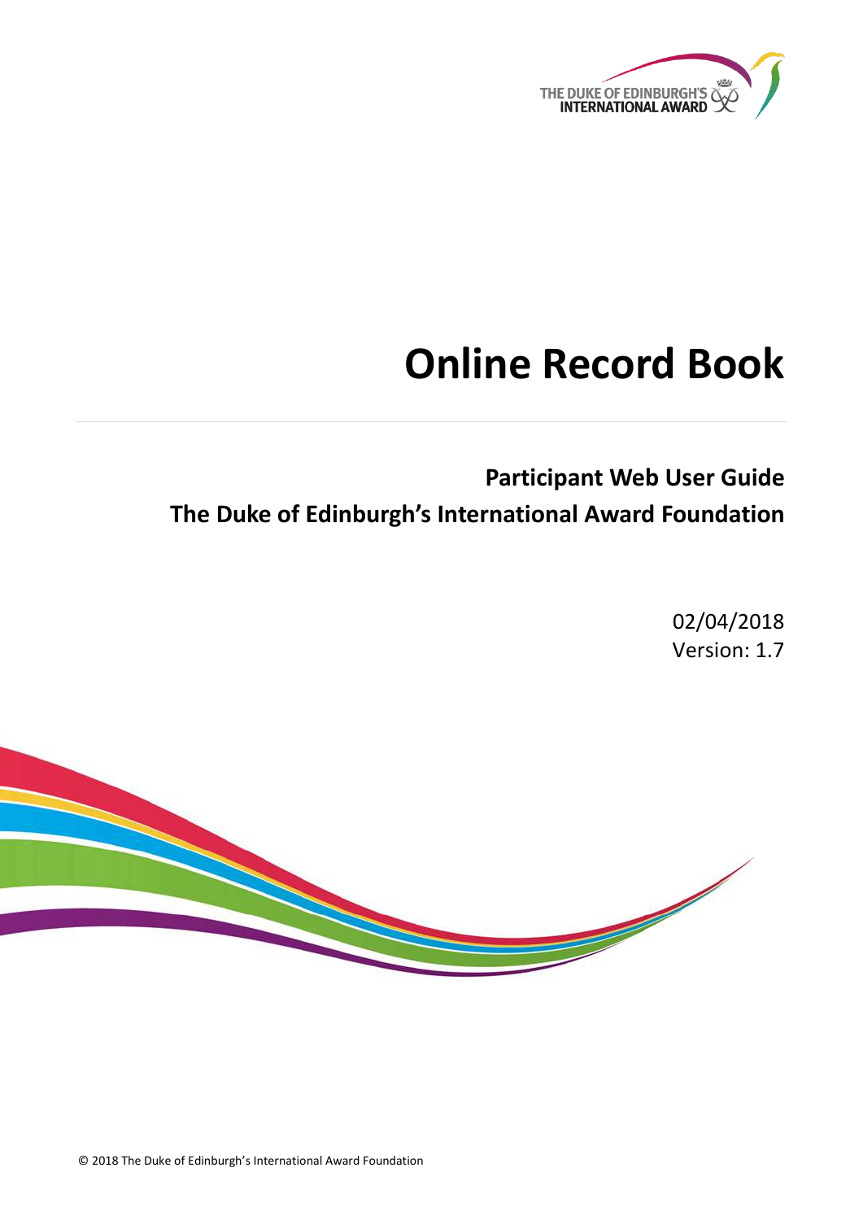# Online Record Book

## Participant Web User Guide

## The Duke of Edinburgh's International Award Foundation

02/04/2018

Version: 1.7

© 2018 The Duke of Edinburgh's International Award Foundation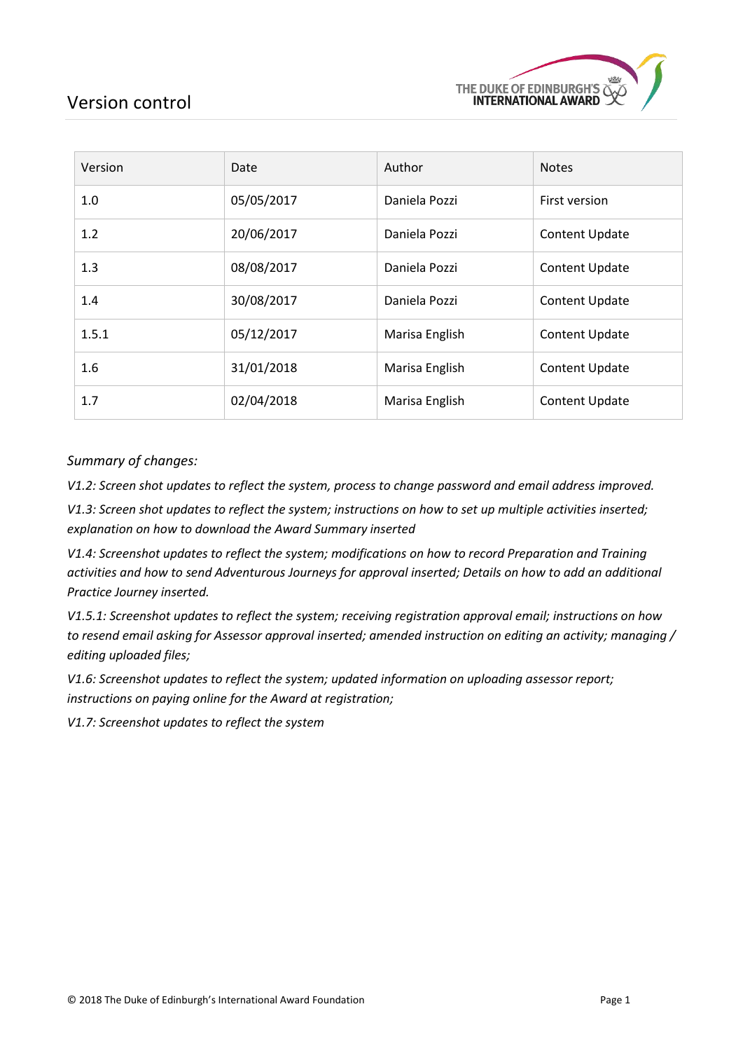# Version control

| Version | Date | Author | Notes |
|---|---|---|---|
| 1.0 | 05/05/2017 | Daniela Pozzi | First version |
| 1.2 | 20/06/2017 | Daniela Pozzi | Content Update |
| 1.3 | 08/08/2017 | Daniela Pozzi | Content Update |
| 1.4 | 30/08/2017 | Daniela Pozzi | Content Update |
| 1.5.1 | 05/12/2017 | Marisa English | Content Update |
| 1.6 | 31/01/2018 | Marisa English | Content Update |
| 1.7 | 02/04/2018 | Marisa English | Content Update |

*Summary of changes:*

*V1.2: Screen shot updates to reflect the system, process to change password and email address improved.*

*V1.3: Screen shot updates to reflect the system; instructions on how to set up multiple activities inserted; explanation on how to download the Award Summary inserted*

*V1.4: Screenshot updates to reflect the system; modifications on how to record Preparation and Training activities and how to send Adventurous Journeys for approval inserted; Details on how to add an additional Practice Journey inserted.*

*V1.5.1: Screenshot updates to reflect the system; receiving registration approval email; instructions on how to resend email asking for Assessor approval inserted; amended instruction on editing an activity; managing / editing uploaded files;*

*V1.6: Screenshot updates to reflect the system; updated information on uploading assessor report; instructions on paying online for the Award at registration;*

*V1.7: Screenshot updates to reflect the system*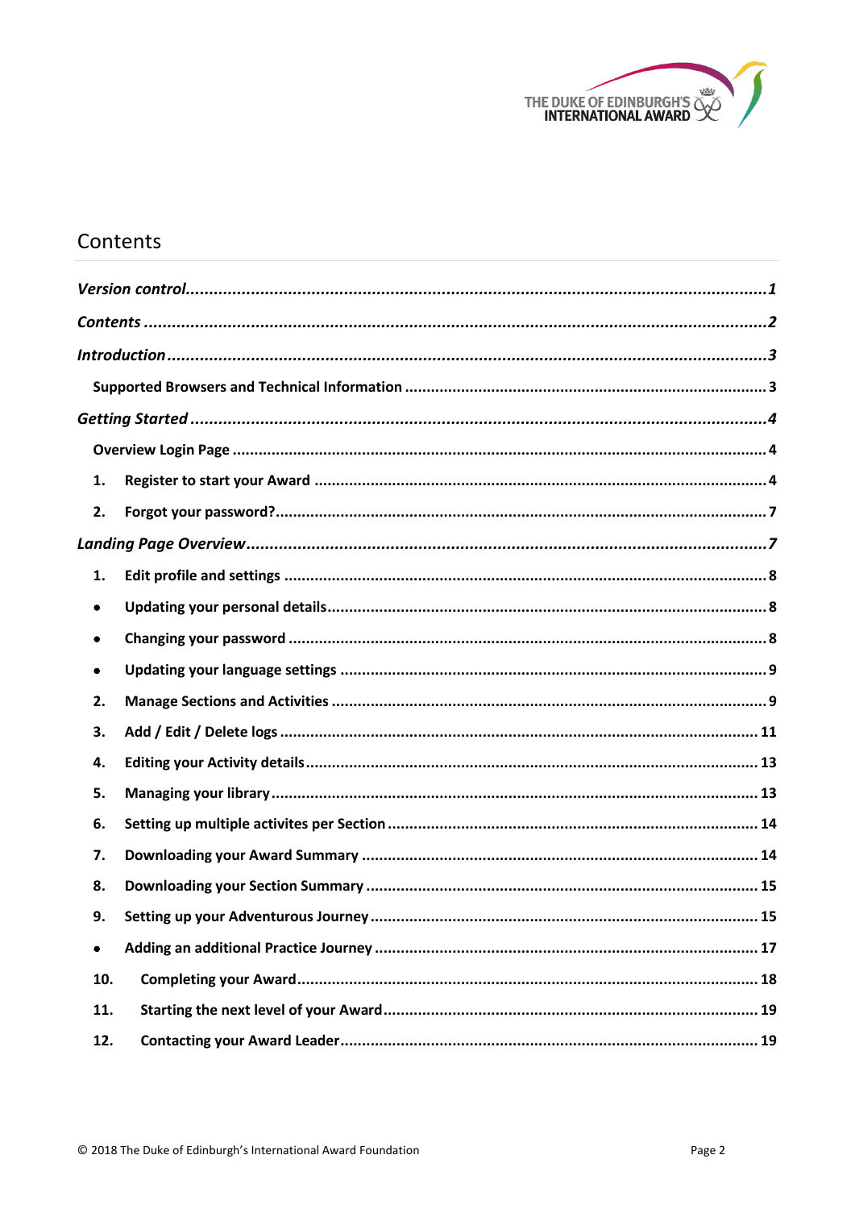# Contents

*Version control*.........................................................................................................................1

*Contents* .....................................................................................................................................2

*Introduction*...............................................................................................................................3

**Supported Browsers and Technical Information** ....................................................................3

*Getting Started*...........................................................................................................................4

**Overview Login Page** .............................................................................................................4

1. **Register to start your Award** ..........................................................................................4
2. **Forgot your password?**...................................................................................................7

*Landing Page Overview*.............................................................................................................7

1. **Edit profile and settings** ..................................................................................................8
   - **Updating your personal details**.....................................................................................8
   - **Changing your password** ...............................................................................................8
   - **Updating your language settings** ...................................................................................9
2. **Manage Sections and Activities** ......................................................................................9
3. **Add / Edit / Delete logs** .................................................................................................11
4. **Editing your Activity details**..........................................................................................13
5. **Managing your library**...................................................................................................13
6. **Setting up multiple activites per Section**........................................................................14
7. **Downloading your Award Summary** ..............................................................................14
8. **Downloading your Section Summary** .............................................................................15
9. **Setting up your Adventurous Journey**...........................................................................15
   - **Adding an additional Practice Journey** ........................................................................17
10. **Completing your Award**................................................................................................18
11. **Starting the next level of your Award**...........................................................................19
12. **Contacting your Award Leader**.....................................................................................19

© 2018 The Duke of Edinburgh's International Award Foundation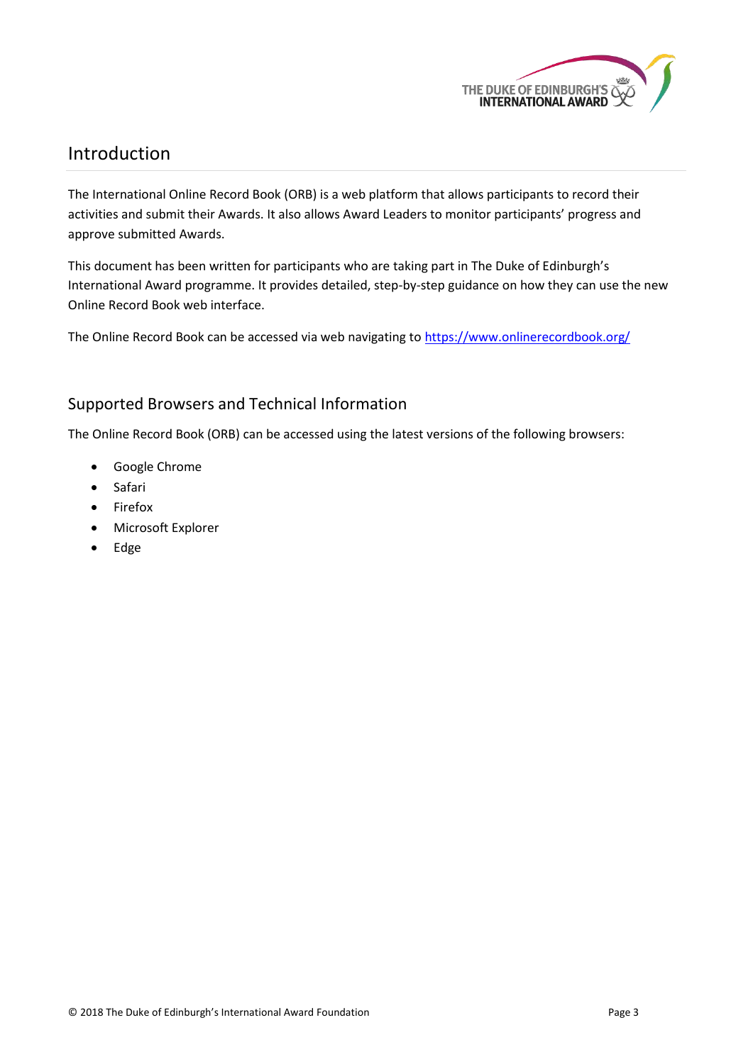## Introduction

The International Online Record Book (ORB) is a web platform that allows participants to record their activities and submit their Awards. It also allows Award Leaders to monitor participants' progress and approve submitted Awards.

This document has been written for participants who are taking part in The Duke of Edinburgh's International Award programme. It provides detailed, step-by-step guidance on how they can use the new Online Record Book web interface.

The Online Record Book can be accessed via web navigating to https://www.onlinerecordbook.org/

### Supported Browsers and Technical Information

The Online Record Book (ORB) can be accessed using the latest versions of the following browsers:

- Google Chrome
- Safari
- Firefox
- Microsoft Explorer
- Edge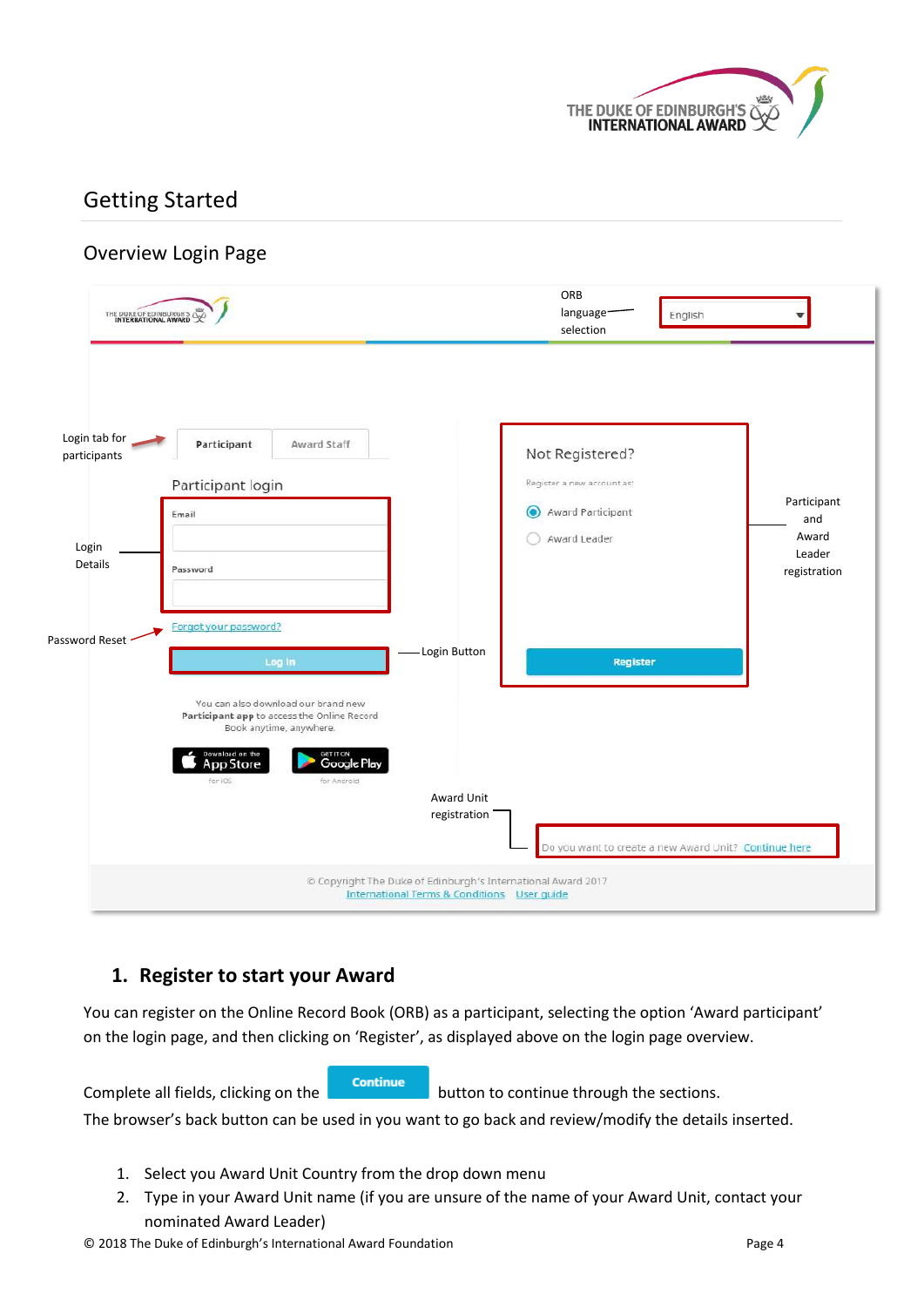## Getting Started

### Overview Login Page

ORB language selection

Login tab for participants

Login Details

Password Reset

Login Button

Participant and Award Leader registration

Award Unit registration

Participant | Award Staff

Participant login

Email

Password

Forgot your password?

Log in

You can also download our brand new **Participant app** to access the Online Record Book anytime, anywhere.

Not Registered?

Register a new account as:

Award Participant

Award Leader

Register

Do you want to create a new Award Unit? Continue here

© Copyright The Duke of Edinburgh's International Award 2017
International Terms & Conditions User guide

### 1. Register to start your Award

You can register on the Online Record Book (ORB) as a participant, selecting the option 'Award participant' on the login page, and then clicking on 'Register', as displayed above on the login page overview.

Complete all fields, clicking on the **Continue** button to continue through the sections.
The browser's back button can be used in you want to go back and review/modify the details inserted.

1. Select you Award Unit Country from the drop down menu
2. Type in your Award Unit name (if you are unsure of the name of your Award Unit, contact your nominated Award Leader)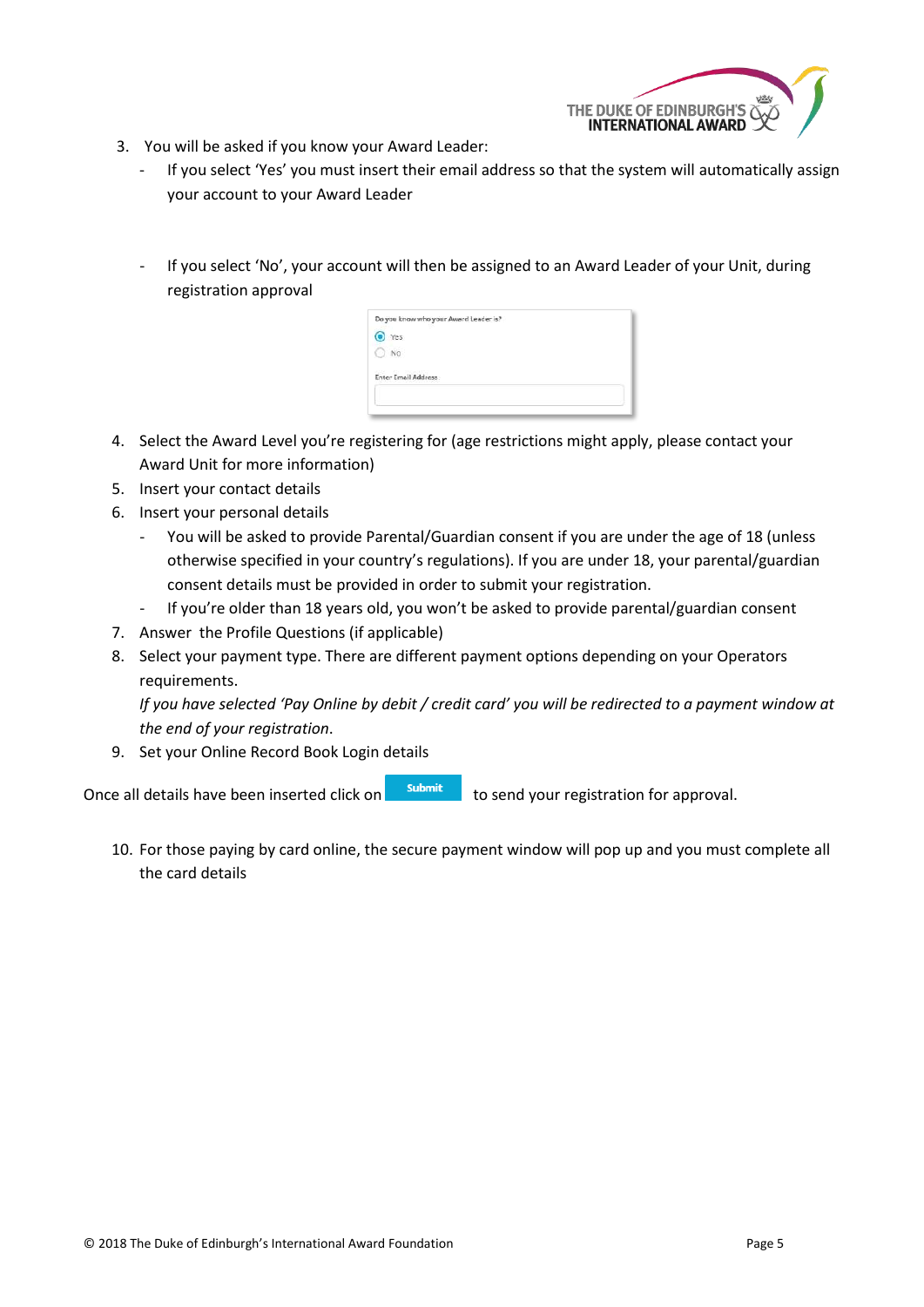3. You will be asked if you know your Award Leader:
   - If you select 'Yes' you must insert their email address so that the system will automatically assign your account to your Award Leader
   - If you select 'No', your account will then be assigned to an Award Leader of your Unit, during registration approval

4. Select the Award Level you're registering for (age restrictions might apply, please contact your Award Unit for more information)
5. Insert your contact details
6. Insert your personal details
   - You will be asked to provide Parental/Guardian consent if you are under the age of 18 (unless otherwise specified in your country's regulations). If you are under 18, your parental/guardian consent details must be provided in order to submit your registration.
   - If you're older than 18 years old, you won't be asked to provide parental/guardian consent
7. Answer the Profile Questions (if applicable)
8. Select your payment type. There are different payment options depending on your Operators requirements.
   *If you have selected 'Pay Online by debit / credit card' you will be redirected to a payment window at the end of your registration.*
9. Set your Online Record Book Login details

Once all details have been inserted click on **Submit** to send your registration for approval.

10. For those paying by card online, the secure payment window will pop up and you must complete all the card details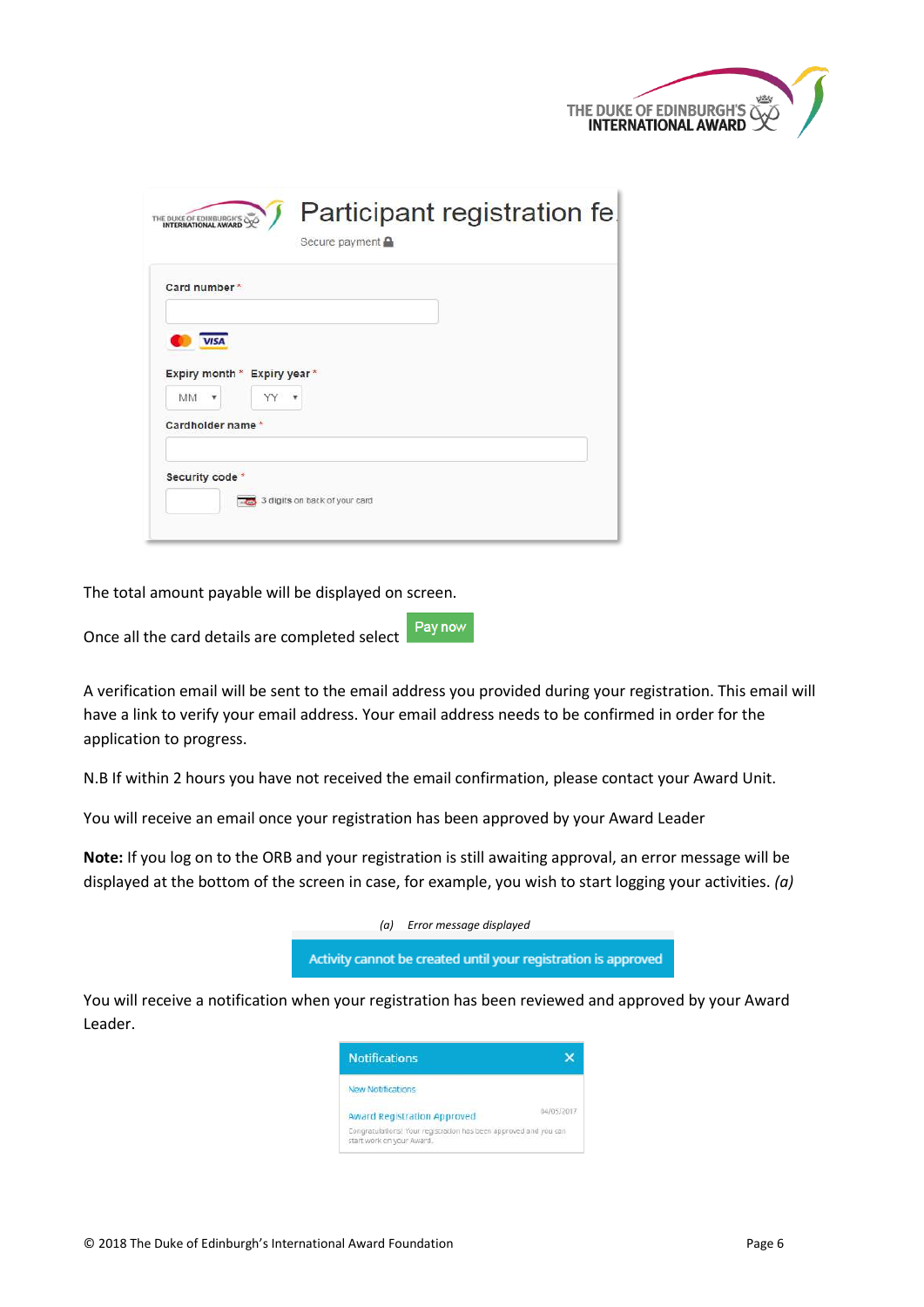The total amount payable will be displayed on screen.

Once all the card details are completed select Pay now

A verification email will be sent to the email address you provided during your registration. This email will have a link to verify your email address. Your email address needs to be confirmed in order for the application to progress.

N.B If within 2 hours you have not received the email confirmation, please contact your Award Unit.

You will receive an email once your registration has been approved by your Award Leader

**Note:** If you log on to the ORB and your registration is still awaiting approval, an error message will be displayed at the bottom of the screen in case, for example, you wish to start logging your activities. *(a)*

*(a) Error message displayed*

Activity cannot be created until your registration is approved

You will receive a notification when your registration has been reviewed and approved by your Award Leader.

© 2018 The Duke of Edinburgh's International Award Foundation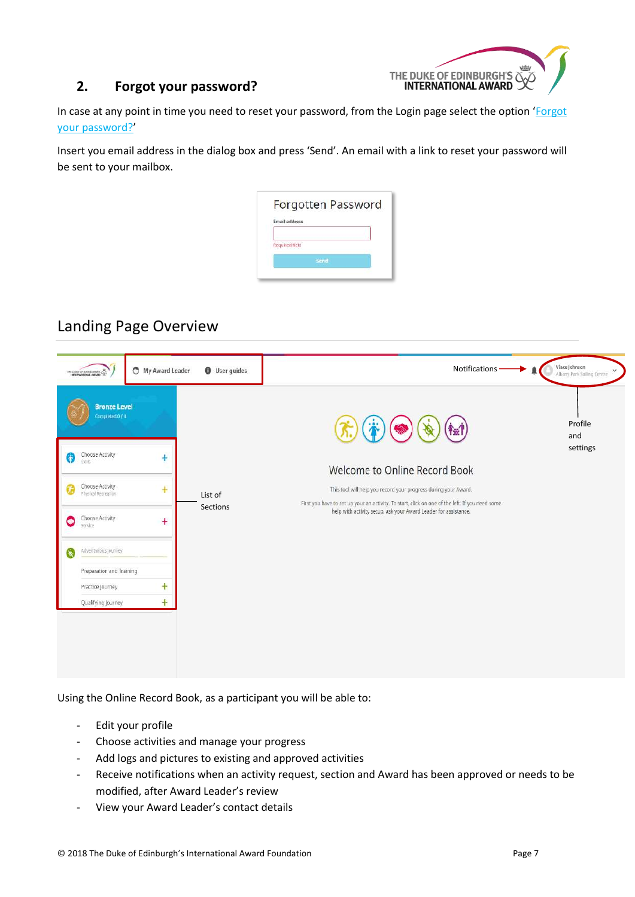## 2. Forgot your password?

In case at any point in time you need to reset your password, from the Login page select the option 'Forgot your password?'

Insert you email address in the dialog box and press 'Send'. An email with a link to reset your password will be sent to your mailbox.

## Landing Page Overview

Using the Online Record Book, as a participant you will be able to:

- Edit your profile
- Choose activities and manage your progress
- Add logs and pictures to existing and approved activities
- Receive notifications when an activity request, section and Award has been approved or needs to be modified, after Award Leader's review
- View your Award Leader's contact details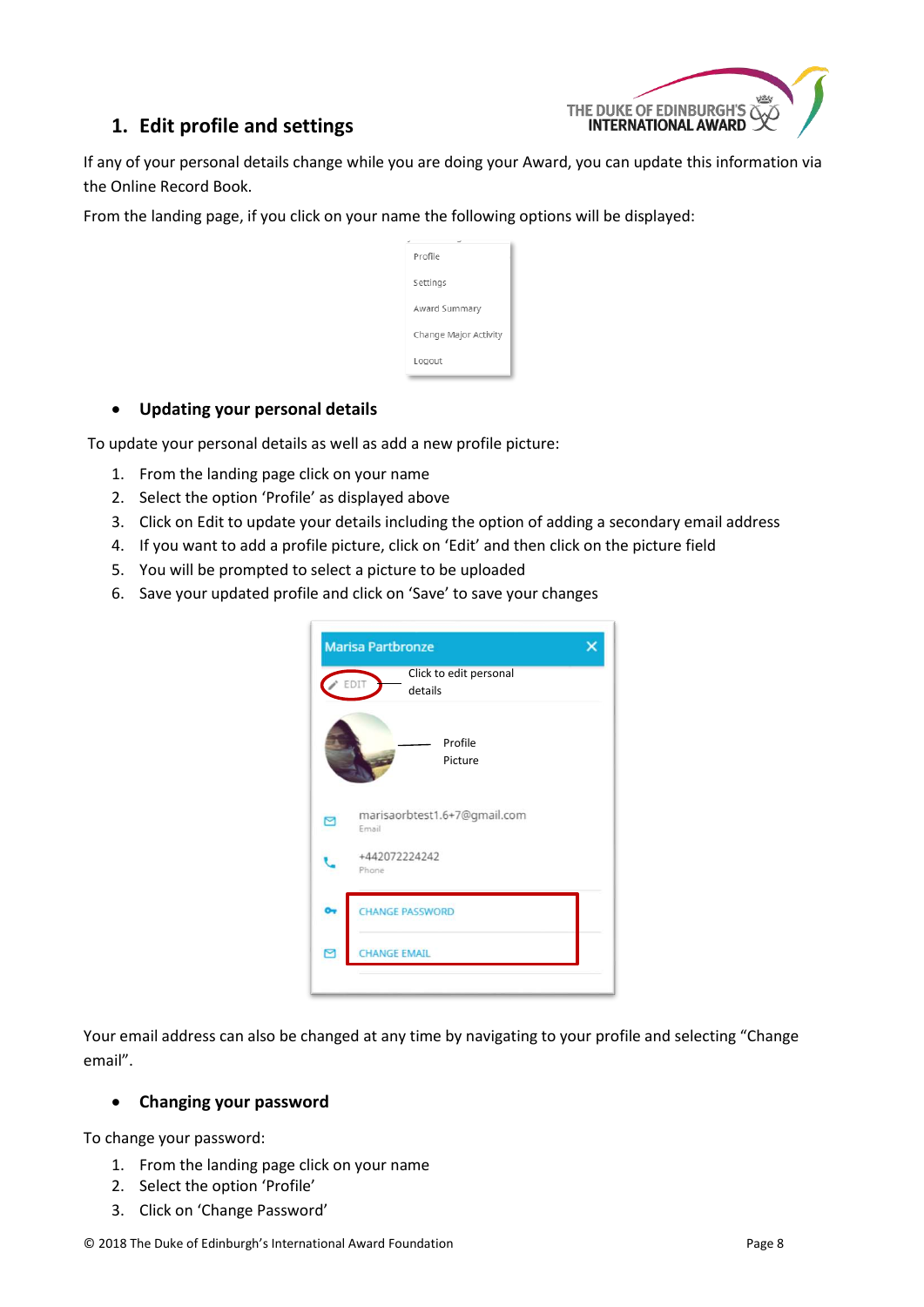## 1. Edit profile and settings

If any of your personal details change while you are doing your Award, you can update this information via the Online Record Book.

From the landing page, if you click on your name the following options will be displayed:

- **Updating your personal details**

To update your personal details as well as add a new profile picture:

1. From the landing page click on your name
2. Select the option 'Profile' as displayed above
3. Click on Edit to update your details including the option of adding a secondary email address
4. If you want to add a profile picture, click on 'Edit' and then click on the picture field
5. You will be prompted to select a picture to be uploaded
6. Save your updated profile and click on 'Save' to save your changes

Your email address can also be changed at any time by navigating to your profile and selecting "Change email".

- **Changing your password**

To change your password:

1. From the landing page click on your name
2. Select the option 'Profile'
3. Click on 'Change Password'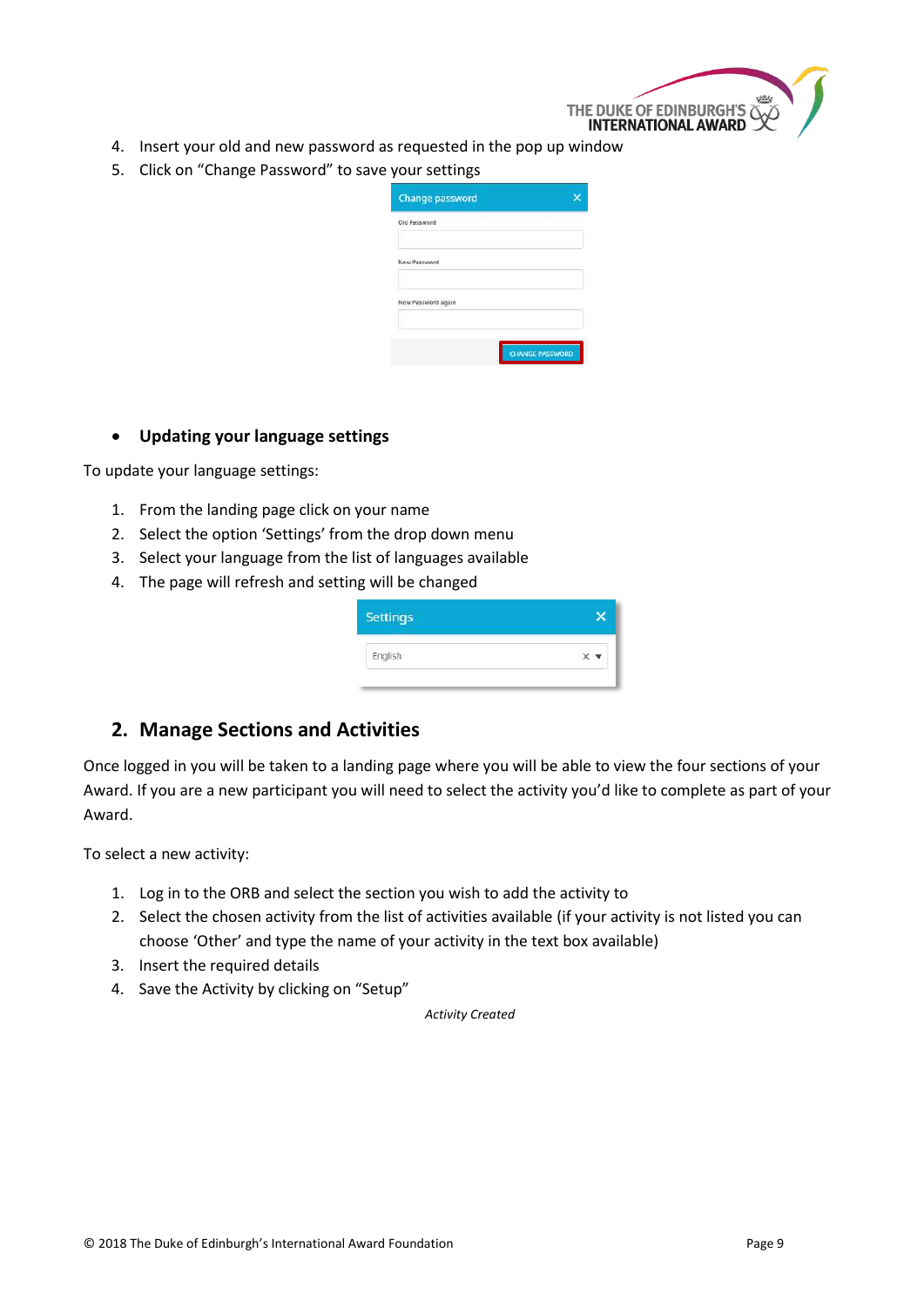4. Insert your old and new password as requested in the pop up window
5. Click on “Change Password” to save your settings

- **Updating your language settings**

To update your language settings:

1. From the landing page click on your name
2. Select the option ‘Settings’ from the drop down menu
3. Select your language from the list of languages available
4. The page will refresh and setting will be changed

## 2. Manage Sections and Activities

Once logged in you will be taken to a landing page where you will be able to view the four sections of your Award. If you are a new participant you will need to select the activity you’d like to complete as part of your Award.

To select a new activity:

1. Log in to the ORB and select the section you wish to add the activity to
2. Select the chosen activity from the list of activities available (if your activity is not listed you can choose ‘Other’ and type the name of your activity in the text box available)
3. Insert the required details
4. Save the Activity by clicking on “Setup”

*Activity Created*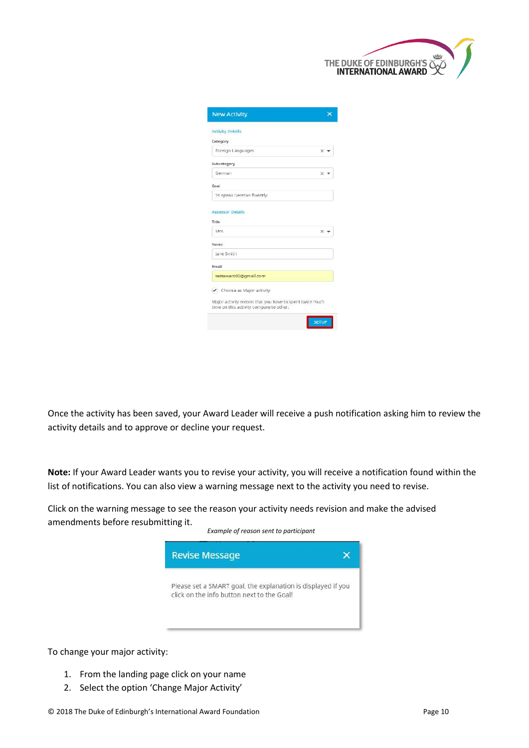Once the activity has been saved, your Award Leader will receive a push notification asking him to review the activity details and to approve or decline your request.

**Note:** If your Award Leader wants you to revise your activity, you will receive a notification found within the list of notifications. You can also view a warning message next to the activity you need to revise.

Click on the warning message to see the reason your activity needs revision and make the advised amendments before resubmitting it.

*Example of reason sent to participant*

To change your major activity:

1. From the landing page click on your name
2. Select the option 'Change Major Activity'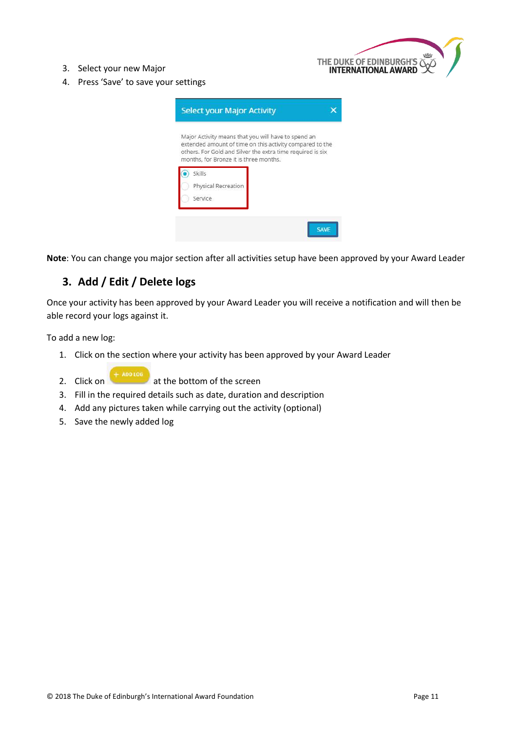3. Select your new Major
4. Press 'Save' to save your settings

Select your Major Activity

Major Activity means that you will have to spend an extended amount of time on this activity compared to the others. For Gold and Silver the extra time required is six months, for Bronze it is three months.

- Skills
- Physical Recreation
- Service

SAVE

**Note**: You can change you major section after all activities setup have been approved by your Award Leader

## 3. Add / Edit / Delete logs

Once your activity has been approved by your Award Leader you will receive a notification and will then be able record your logs against it.

To add a new log:

1. Click on the section where your activity has been approved by your Award Leader
2. Click on + ADD LOG at the bottom of the screen
3. Fill in the required details such as date, duration and description
4. Add any pictures taken while carrying out the activity (optional)
5. Save the newly added log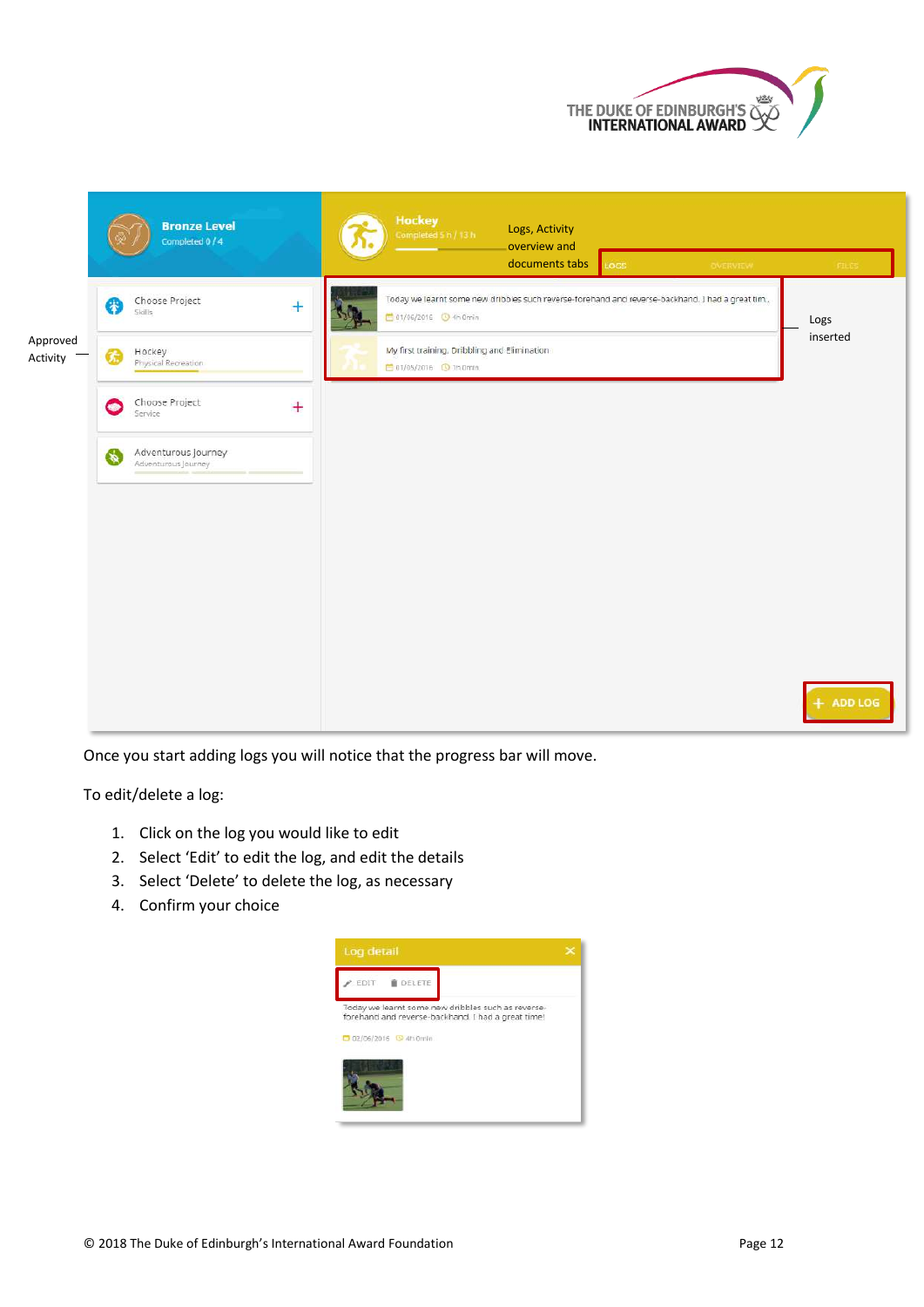Once you start adding logs you will notice that the progress bar will move.

To edit/delete a log:

1. Click on the log you would like to edit
2. Select ‘Edit’ to edit the log, and edit the details
3. Select ‘Delete’ to delete the log, as necessary
4. Confirm your choice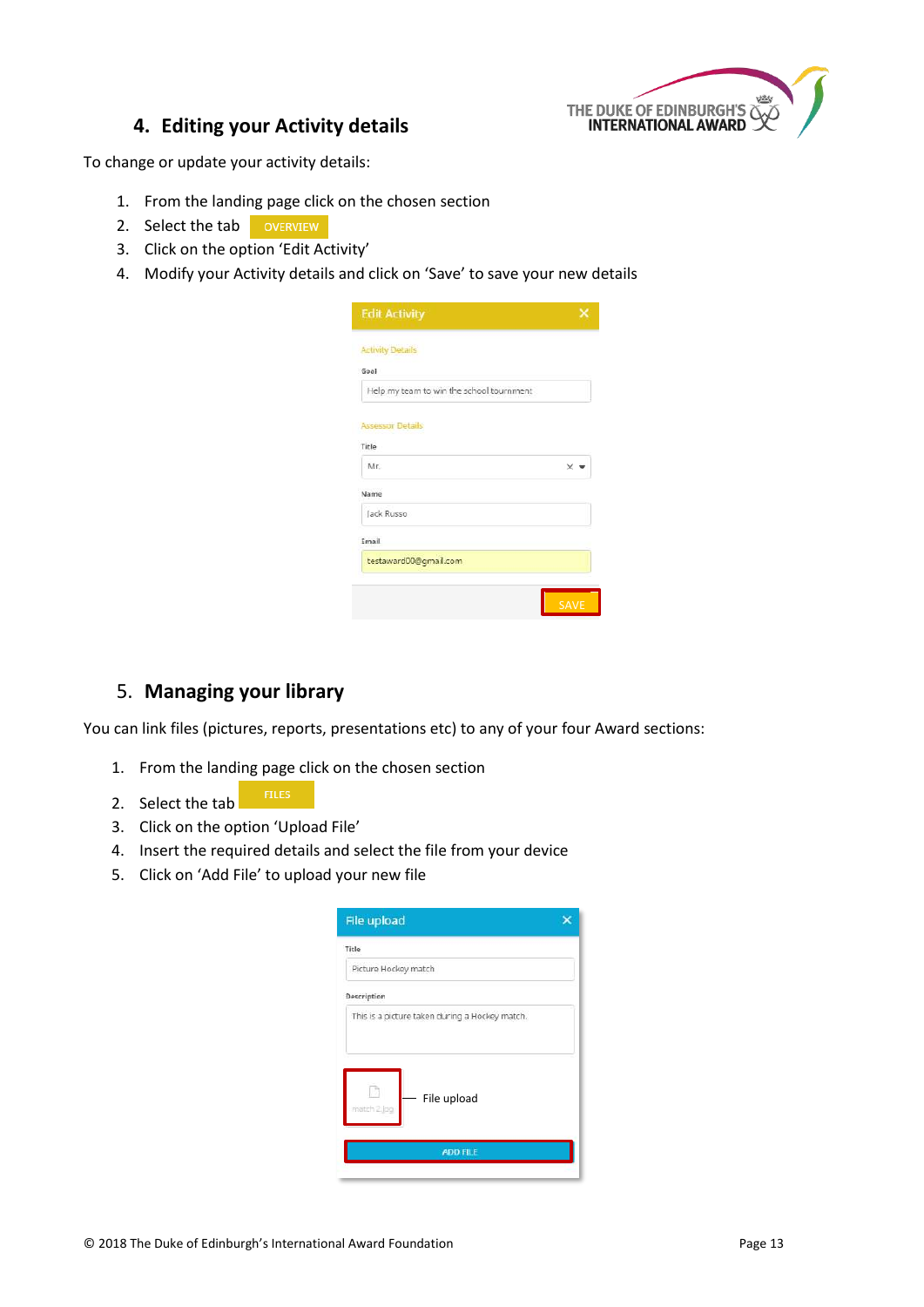## 4. Editing your Activity details

To change or update your activity details:

1. From the landing page click on the chosen section
2. Select the tab OVERVIEW
3. Click on the option 'Edit Activity'
4. Modify your Activity details and click on 'Save' to save your new details

## 5. Managing your library

You can link files (pictures, reports, presentations etc) to any of your four Award sections:

1. From the landing page click on the chosen section
2. Select the tab FILES
3. Click on the option 'Upload File'
4. Insert the required details and select the file from your device
5. Click on 'Add File' to upload your new file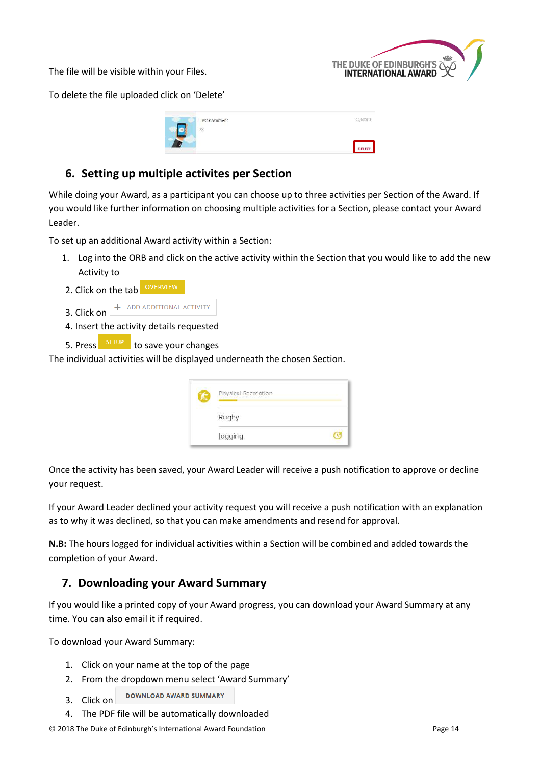The file will be visible within your Files.

To delete the file uploaded click on 'Delete'

## 6. Setting up multiple activites per Section

While doing your Award, as a participant you can choose up to three activities per Section of the Award. If you would like further information on choosing multiple activities for a Section, please contact your Award Leader.

To set up an additional Award activity within a Section:

1. Log into the ORB and click on the active activity within the Section that you would like to add the new Activity to
2. Click on the tab OVERVIEW
3. Click on + ADD ADDITIONAL ACTIVITY
4. Insert the activity details requested
5. Press SETUP to save your changes

The individual activities will be displayed underneath the chosen Section.

Once the activity has been saved, your Award Leader will receive a push notification to approve or decline your request.

If your Award Leader declined your activity request you will receive a push notification with an explanation as to why it was declined, so that you can make amendments and resend for approval.

**N.B:** The hours logged for individual activities within a Section will be combined and added towards the completion of your Award.

## 7. Downloading your Award Summary

If you would like a printed copy of your Award progress, you can download your Award Summary at any time. You can also email it if required.

To download your Award Summary:

1. Click on your name at the top of the page
2. From the dropdown menu select 'Award Summary'
3. Click on DOWNLOAD AWARD SUMMARY
4. The PDF file will be automatically downloaded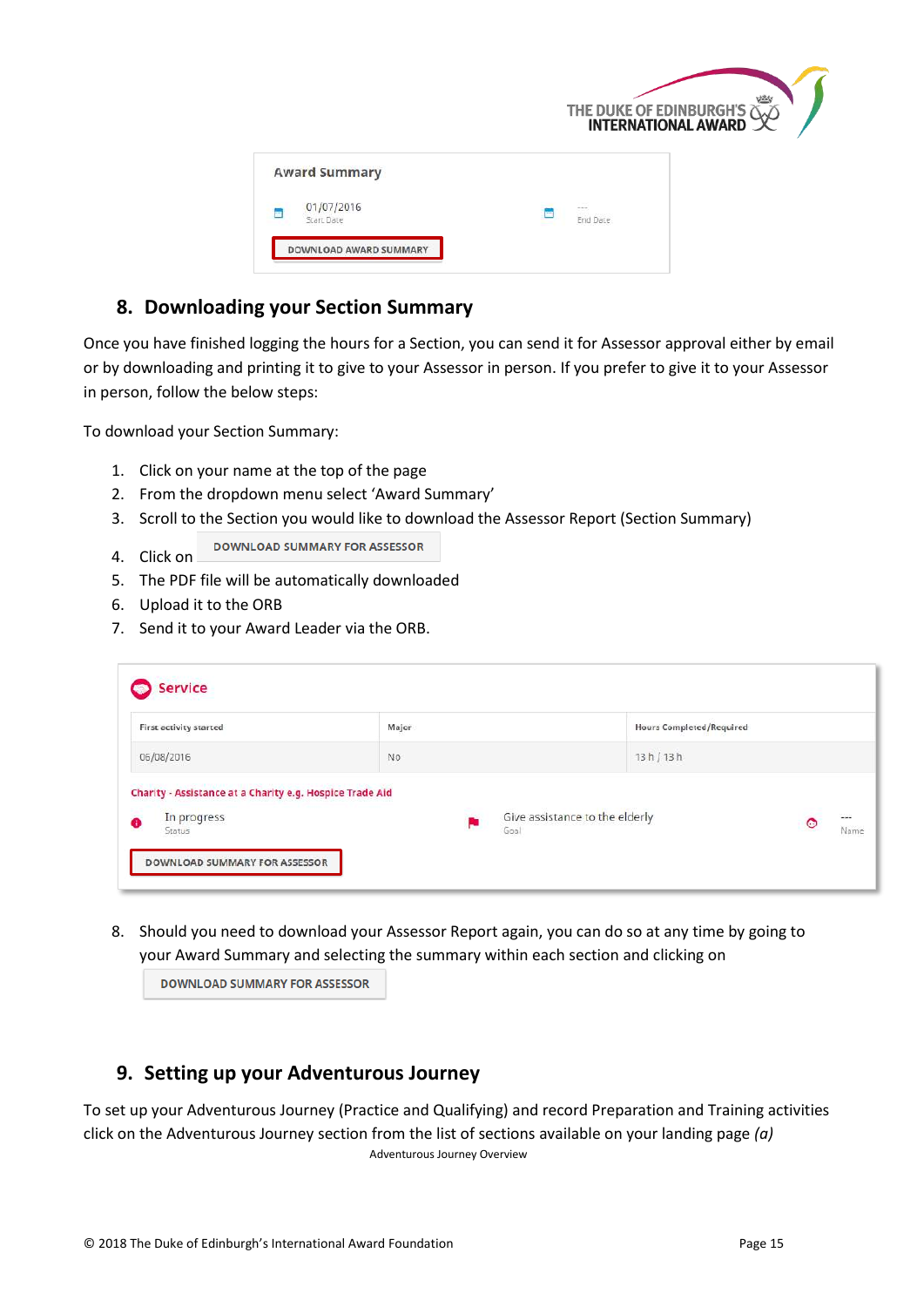Award Summary

01/07/2016
Start Date

---
End Date

DOWNLOAD AWARD SUMMARY

## 8. Downloading your Section Summary

Once you have finished logging the hours for a Section, you can send it for Assessor approval either by email or by downloading and printing it to give to your Assessor in person. If you prefer to give it to your Assessor in person, follow the below steps:

To download your Section Summary:

1. Click on your name at the top of the page
2. From the dropdown menu select 'Award Summary'
3. Scroll to the Section you would like to download the Assessor Report (Section Summary)
4. Click on DOWNLOAD SUMMARY FOR ASSESSOR
5. The PDF file will be automatically downloaded
6. Upload it to the ORB
7. Send it to your Award Leader via the ORB.

Service

| First activity started | Major | Hours Completed/Required |
| --- | --- | --- |
| 06/08/2016 | No | 13 h / 13 h |

Charity - Assistance at a Charity e.g. Hospice Trade Aid

In progress
Status

Give assistance to the elderly
Goal

---
Name

DOWNLOAD SUMMARY FOR ASSESSOR

8. Should you need to download your Assessor Report again, you can do so at any time by going to your Award Summary and selecting the summary within each section and clicking on DOWNLOAD SUMMARY FOR ASSESSOR

## 9. Setting up your Adventurous Journey

To set up your Adventurous Journey (Practice and Qualifying) and record Preparation and Training activities click on the Adventurous Journey section from the list of sections available on your landing page *(a)*

Adventurous Journey Overview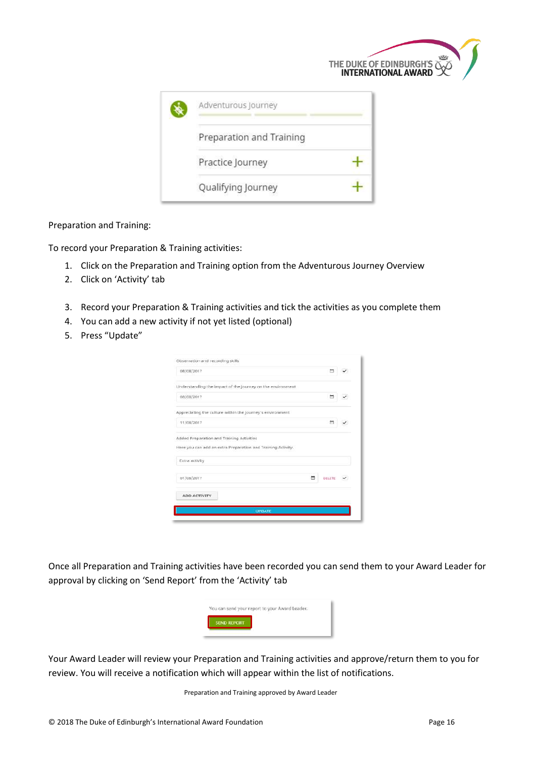Preparation and Training:

To record your Preparation & Training activities:

1. Click on the Preparation and Training option from the Adventurous Journey Overview
2. Click on 'Activity' tab
3. Record your Preparation & Training activities and tick the activities as you complete them
4. You can add a new activity if not yet listed (optional)
5. Press "Update"

Once all Preparation and Training activities have been recorded you can send them to your Award Leader for approval by clicking on 'Send Report' from the 'Activity' tab

Your Award Leader will review your Preparation and Training activities and approve/return them to you for review. You will receive a notification which will appear within the list of notifications.

Preparation and Training approved by Award Leader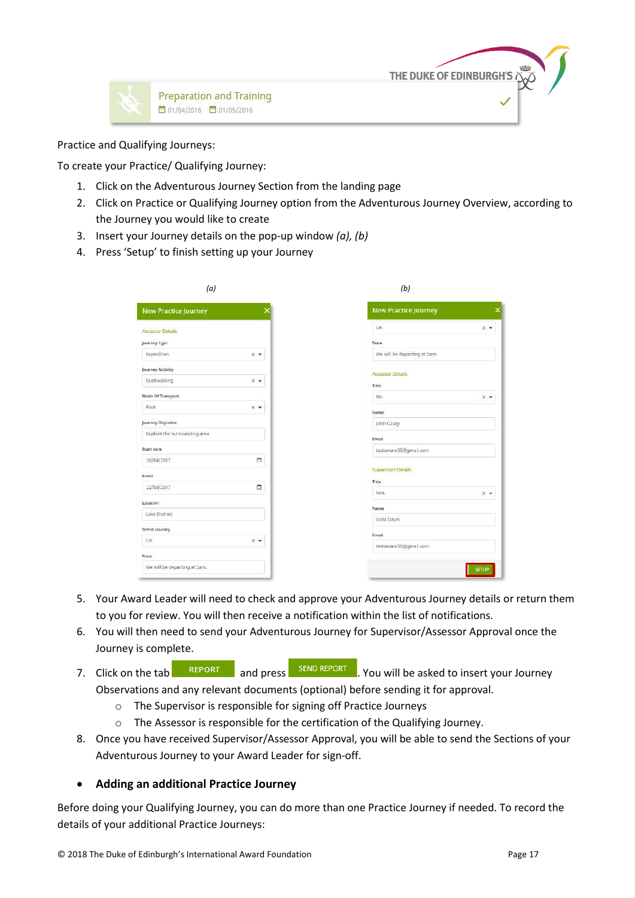Practice and Qualifying Journeys:

To create your Practice/ Qualifying Journey:

1. Click on the Adventurous Journey Section from the landing page
2. Click on Practice or Qualifying Journey option from the Adventurous Journey Overview, according to the Journey you would like to create
3. Insert your Journey details on the pop-up window *(a), (b)*
4. Press 'Setup' to finish setting up your Journey

*(a)* *(b)*

5. Your Award Leader will need to check and approve your Adventurous Journey details or return them to you for review. You will then receive a notification within the list of notifications.
6. You will then need to send your Adventurous Journey for Supervisor/Assessor Approval once the Journey is complete.
7. Click on the tab REPORT and press SEND REPORT. You will be asked to insert your Journey Observations and any relevant documents (optional) before sending it for approval.
   - The Supervisor is responsible for signing off Practice Journeys
   - The Assessor is responsible for the certification of the Qualifying Journey.
8. Once you have received Supervisor/Assessor Approval, you will be able to send the Sections of your Adventurous Journey to your Award Leader for sign-off.

- **Adding an additional Practice Journey**

Before doing your Qualifying Journey, you can do more than one Practice Journey if needed. To record the details of your additional Practice Journeys: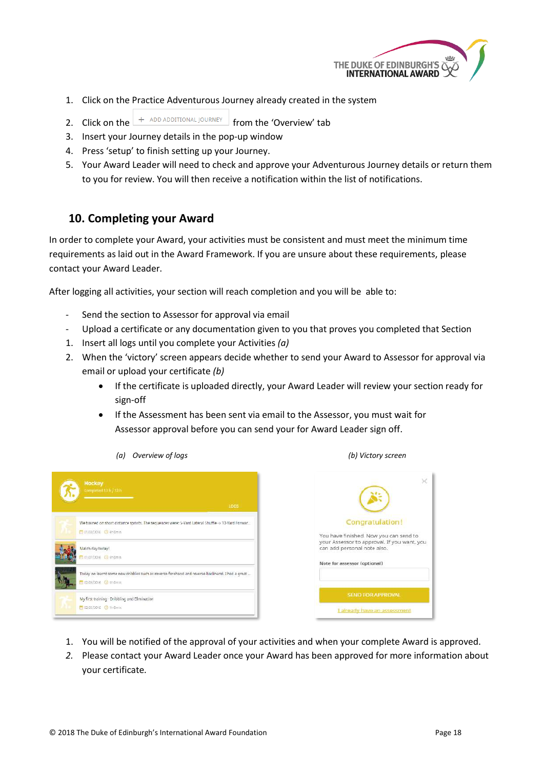1. Click on the Practice Adventurous Journey already created in the system
2. Click on the + ADD ADDITIONAL JOURNEY from the 'Overview' tab
3. Insert your Journey details in the pop-up window
4. Press 'setup' to finish setting up your Journey.
5. Your Award Leader will need to check and approve your Adventurous Journey details or return them to you for review. You will then receive a notification within the list of notifications.

## 10. Completing your Award

In order to complete your Award, your activities must be consistent and must meet the minimum time requirements as laid out in the Award Framework. If you are unsure about these requirements, please contact your Award Leader.

After logging all activities, your section will reach completion and you will be able to:

- Send the section to Assessor for approval via email
- Upload a certificate or any documentation given to you that proves you completed that Section

1. Insert all logs until you complete your Activities *(a)*
2. When the 'victory' screen appears decide whether to send your Award to Assessor for approval via email or upload your certificate *(b)*
   - If the certificate is uploaded directly, your Award Leader will review your section ready for sign-off
   - If the Assessment has been sent via email to the Assessor, you must wait for Assessor approval before you can send your for Award Leader sign off.

*(a) Overview of logs*

*(b) Victory screen*

1. You will be notified of the approval of your activities and when your complete Award is approved.
2. Please contact your Award Leader once your Award has been approved for more information about your certificate.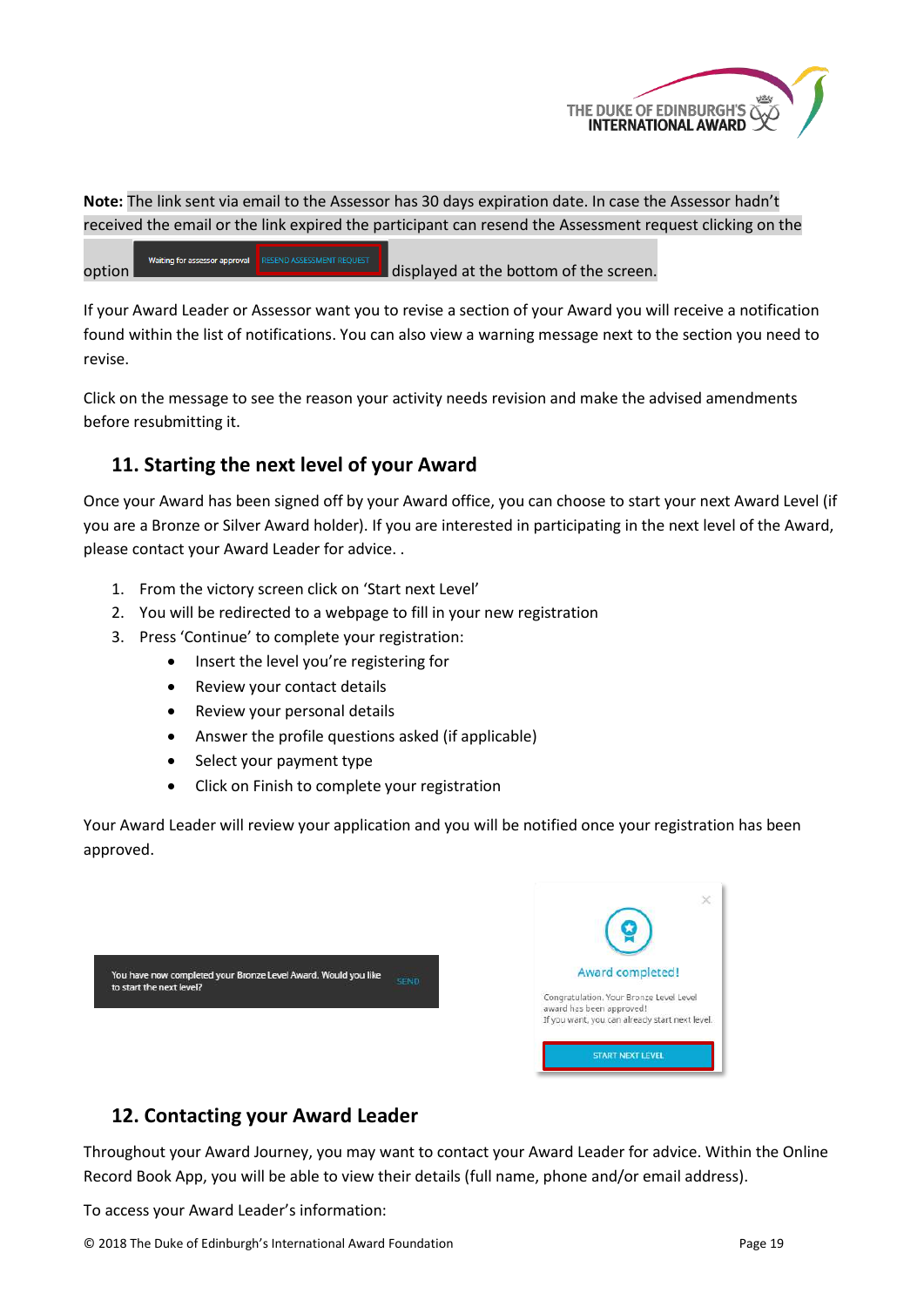**Note:** The link sent via email to the Assessor has 30 days expiration date. In case the Assessor hadn't received the email or the link expired the participant can resend the Assessment request clicking on the option Waiting for assessor approval RESEND ASSESSMENT REQUEST displayed at the bottom of the screen.

If your Award Leader or Assessor want you to revise a section of your Award you will receive a notification found within the list of notifications. You can also view a warning message next to the section you need to revise.

Click on the message to see the reason your activity needs revision and make the advised amendments before resubmitting it.

## 11. Starting the next level of your Award

Once your Award has been signed off by your Award office, you can choose to start your next Award Level (if you are a Bronze or Silver Award holder). If you are interested in participating in the next level of the Award, please contact your Award Leader for advice. .

1. From the victory screen click on 'Start next Level'
2. You will be redirected to a webpage to fill in your new registration
3. Press 'Continue' to complete your registration:
   - Insert the level you're registering for
   - Review your contact details
   - Review your personal details
   - Answer the profile questions asked (if applicable)
   - Select your payment type
   - Click on Finish to complete your registration

Your Award Leader will review your application and you will be notified once your registration has been approved.

You have now completed your Bronze Level Award. Would you like to start the next level? SEND

Award completed!

Congratulation. Your Bronze Level Level award has been approved!
If you want, you can already start next level.

START NEXT LEVEL

## 12. Contacting your Award Leader

Throughout your Award Journey, you may want to contact your Award Leader for advice. Within the Online Record Book App, you will be able to view their details (full name, phone and/or email address).

To access your Award Leader's information:

© 2018 The Duke of Edinburgh's International Award Foundation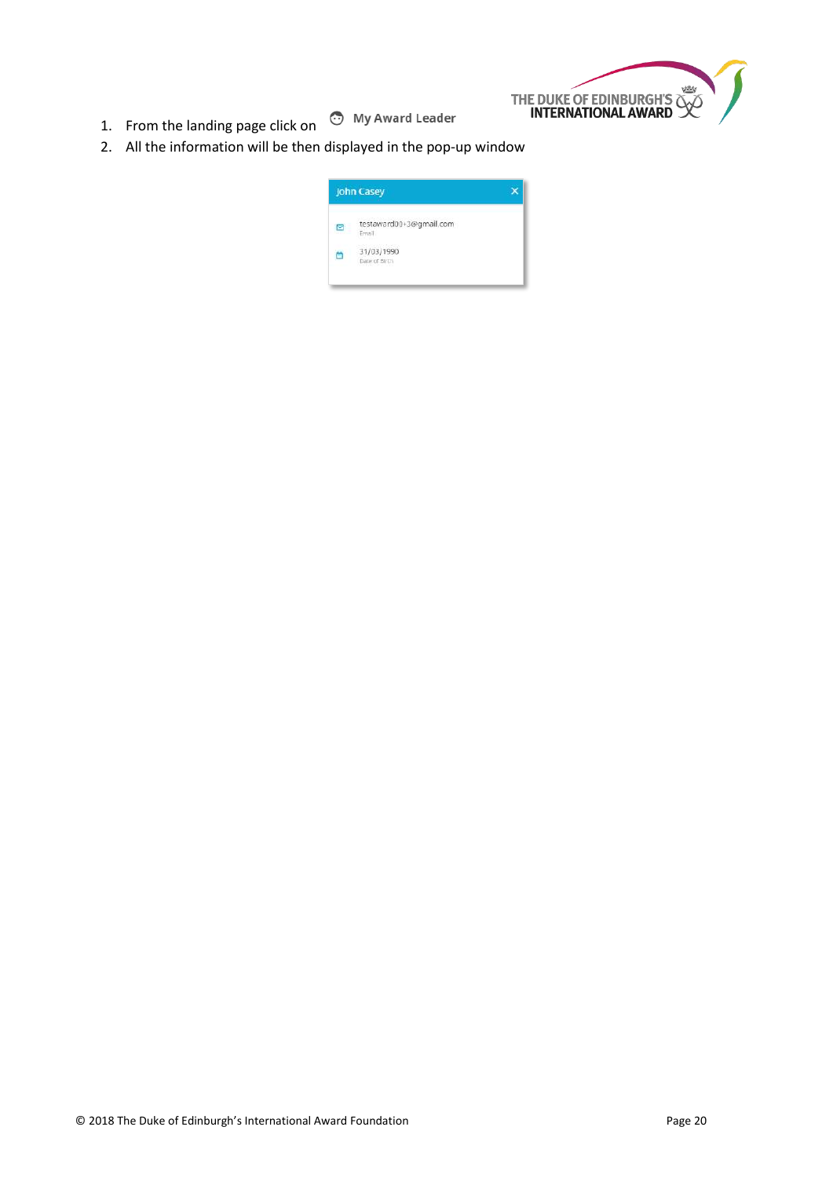1. From the landing page click on My Award Leader
2. All the information will be then displayed in the pop-up window

John Casey

testaward00+3@gmail.com
Email

31/03/1990
Date of Birth